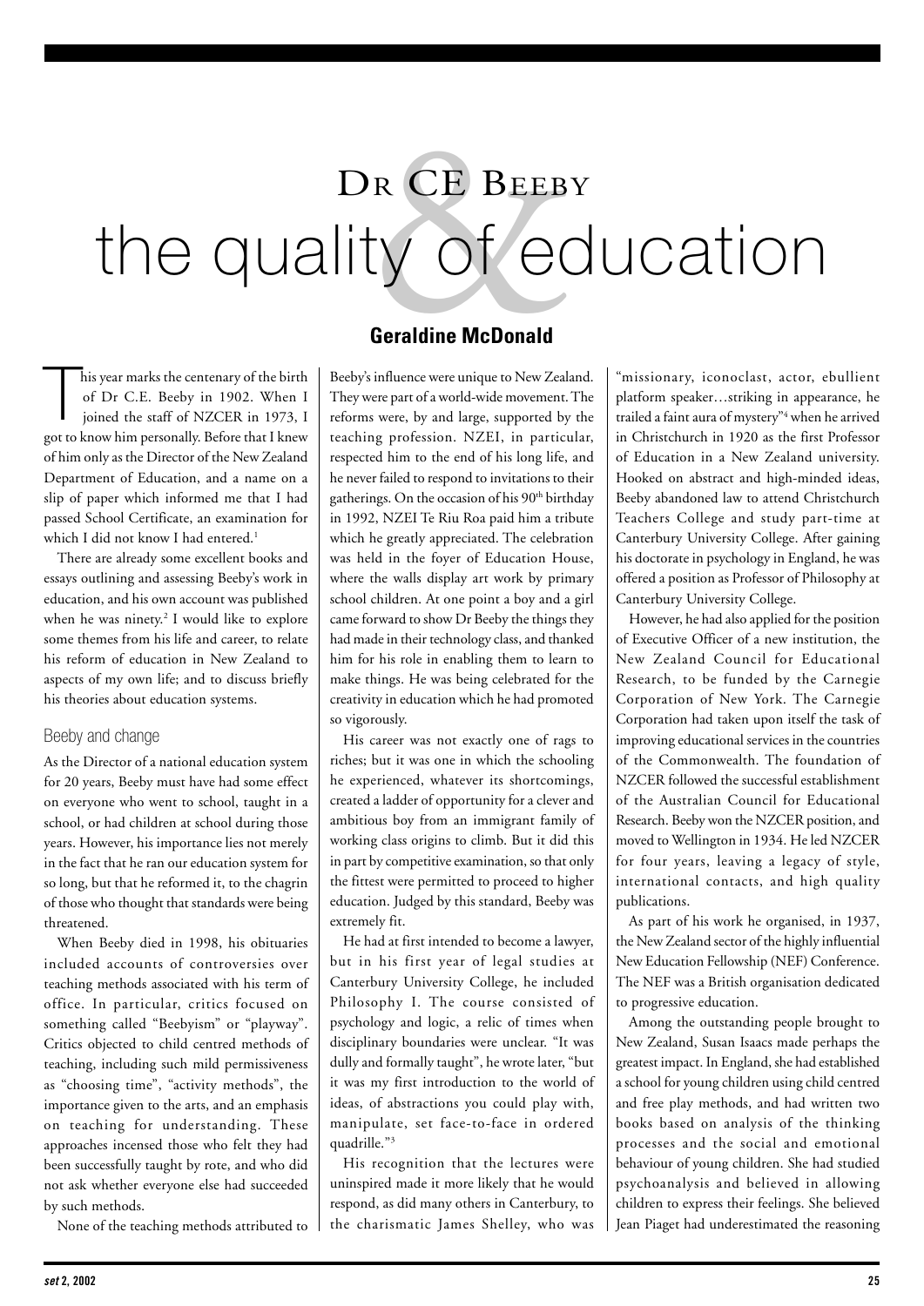# Dr CE Beeby & the quality of education

**Geraldine McDonald**

This year marks the centenary of the birth of Dr C.E. Beeby in 1902. When I joined the staff of NZCER in 1973, I got to know him personally. Before that I knew of him only as the Director of the New Zealand Department of Education, and a name on a slip of paper which informed me that I had passed School Certificate, an examination for which I did not know I had entered.[1]

There are already some excellent books and essays outlining and assessing Beeby's work in education, and his own account was published when he was ninety.[2] I would like to explore some themes from his life and career, to relate his reform of education in New Zealand to aspects of my own life; and to discuss briefly his theories about education systems.

## Beeby and change

As the Director of a national education system for 20 years, Beeby must have had some effect on everyone who went to school, taught in a school, or had children at school during those years. However, his importance lies not merely in the fact that he ran our education system for so long, but that he reformed it, to the chagrin of those who thought that standards were being threatened.

When Beeby died in 1998, his obituaries included accounts of controversies over teaching methods associated with his term of office. In particular, critics focused on something called "Beebyism" or "playway". Critics objected to child centred methods of teaching, including such mild permissiveness as "choosing time", "activity methods", the importance given to the arts, and an emphasis on teaching for understanding. These approaches incensed those who felt they had been successfully taught by rote, and who did not ask whether everyone else had succeeded by such methods.

None of the teaching methods attributed to Beeby's influence were unique to New Zealand. They were part of a world-wide movement. The reforms were, by and large, supported by the teaching profession. NZEI, in particular, respected him to the end of his long life, and he never failed to respond to invitations to their gatherings. On the occasion of his 90th birthday in 1992, NZEI Te Riu Roa paid him a tribute which he greatly appreciated. The celebration was held in the foyer of Education House, where the walls display art work by primary school children. At one point a boy and a girl came forward to show Dr Beeby the things they had made in their technology class, and thanked him for his role in enabling them to learn to make things. He was being celebrated for the creativity in education which he had promoted so vigorously.

His career was not exactly one of rags to riches; but it was one in which the schooling he experienced, whatever its shortcomings, created a ladder of opportunity for a clever and ambitious boy from an immigrant family of working class origins to climb. But it did this in part by competitive examination, so that only the fittest were permitted to proceed to higher education. Judged by this standard, Beeby was extremely fit.

He had at first intended to become a lawyer, but in his first year of legal studies at Canterbury University College, he included Philosophy I. The course consisted of psychology and logic, a relic of times when disciplinary boundaries were unclear. "It was dully and formally taught", he wrote later, "but it was my first introduction to the world of ideas, of abstractions you could play with, manipulate, set face-to-face in ordered quadrille."[3]

His recognition that the lectures were uninspired made it more likely that he would respond, as did many others in Canterbury, to the charismatic James Shelley, who was "missionary, iconoclast, actor, ebullient platform speaker…striking in appearance, he trailed a faint aura of mystery"[4] when he arrived in Christchurch in 1920 as the first Professor of Education in a New Zealand university. Hooked on abstract and high-minded ideas, Beeby abandoned law to attend Christchurch Teachers College and study part-time at Canterbury University College. After gaining his doctorate in psychology in England, he was offered a position as Professor of Philosophy at Canterbury University College.

However, he had also applied for the position of Executive Officer of a new institution, the New Zealand Council for Educational Research, to be funded by the Carnegie Corporation of New York. The Carnegie Corporation had taken upon itself the task of improving educational services in the countries of the Commonwealth. The foundation of NZCER followed the successful establishment of the Australian Council for Educational Research. Beeby won the NZCER position, and moved to Wellington in 1934. He led NZCER for four years, leaving a legacy of style, international contacts, and high quality publications.

As part of his work he organised, in 1937, the New Zealand sector of the highly influential New Education Fellowship (NEF) Conference. The NEF was a British organisation dedicated to progressive education.

Among the outstanding people brought to New Zealand, Susan Isaacs made perhaps the greatest impact. In England, she had established a school for young children using child centred and free play methods, and had written two books based on analysis of the thinking processes and the social and emotional behaviour of young children. She had studied psychoanalysis and believed in allowing children to express their feelings. She believed Jean Piaget had underestimated the reasoning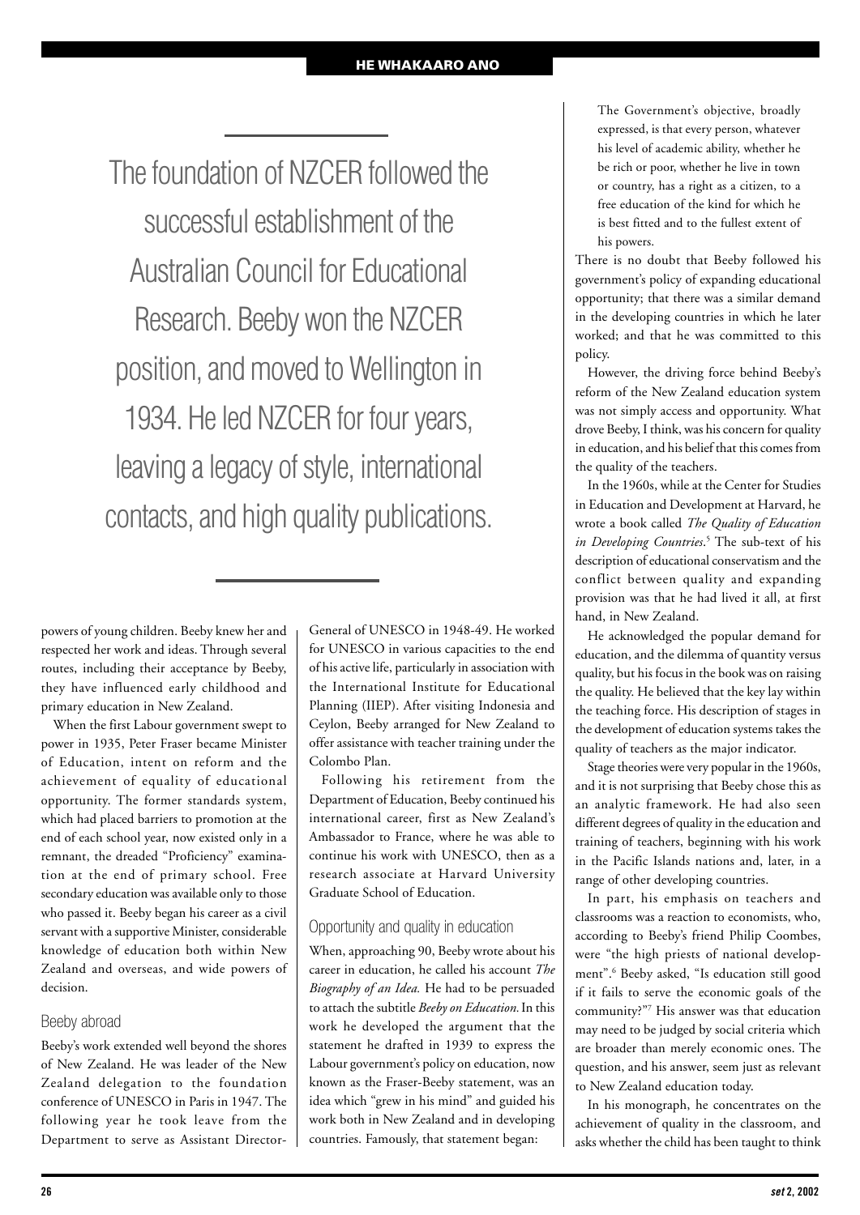> The foundation of NZCER followed the successful establishment of the Australian Council for Educational Research. Beeby won the NZCER position, and moved to Wellington in 1934. He led NZCER for four years, leaving a legacy of style, international contacts, and high quality publications.

powers of young children. Beeby knew her and respected her work and ideas. Through several routes, including their acceptance by Beeby, they have influenced early childhood and primary education in New Zealand.

When the first Labour government swept to power in 1935, Peter Fraser became Minister of Education, intent on reform and the achievement of equality of educational opportunity. The former standards system, which had placed barriers to promotion at the end of each school year, now existed only in a remnant, the dreaded "Proficiency" examination at the end of primary school. Free secondary education was available only to those who passed it. Beeby began his career as a civil servant with a supportive Minister, considerable knowledge of education both within New Zealand and overseas, and wide powers of decision.

## Beeby abroad

Beeby's work extended well beyond the shores of New Zealand. He was leader of the New Zealand delegation to the foundation conference of UNESCO in Paris in 1947. The following year he took leave from the Department to serve as Assistant Director-General of UNESCO in 1948-49. He worked for UNESCO in various capacities to the end of his active life, particularly in association with the International Institute for Educational Planning (IIEP). After visiting Indonesia and Ceylon, Beeby arranged for New Zealand to offer assistance with teacher training under the Colombo Plan.

Following his retirement from the Department of Education, Beeby continued his international career, first as New Zealand's Ambassador to France, where he was able to continue his work with UNESCO, then as a research associate at Harvard University Graduate School of Education.

## Opportunity and quality in education

When, approaching 90, Beeby wrote about his career in education, he called his account *The Biography of an Idea.* He had to be persuaded to attach the subtitle *Beeby on Education.* In this work he developed the argument that the statement he drafted in 1939 to express the Labour government's policy on education, now known as the Fraser-Beeby statement, was an idea which "grew in his mind" and guided his work both in New Zealand and in developing countries. Famously, that statement began:

> The Government's objective, broadly expressed, is that every person, whatever his level of academic ability, whether he be rich or poor, whether he live in town or country, has a right as a citizen, to a free education of the kind for which he is best fitted and to the fullest extent of his powers.

There is no doubt that Beeby followed his government's policy of expanding educational opportunity; that there was a similar demand in the developing countries in which he later worked; and that he was committed to this policy.

However, the driving force behind Beeby's reform of the New Zealand education system was not simply access and opportunity. What drove Beeby, I think, was his concern for quality in education, and his belief that this comes from the quality of the teachers.

In the 1960s, while at the Center for Studies in Education and Development at Harvard, he wrote a book called *The Quality of Education in Developing Countries*.[5] The sub-text of his description of educational conservatism and the conflict between quality and expanding provision was that he had lived it all, at first hand, in New Zealand.

He acknowledged the popular demand for education, and the dilemma of quantity versus quality, but his focus in the book was on raising the quality. He believed that the key lay within the teaching force. His description of stages in the development of education systems takes the quality of teachers as the major indicator.

Stage theories were very popular in the 1960s, and it is not surprising that Beeby chose this as an analytic framework. He had also seen different degrees of quality in the education and training of teachers, beginning with his work in the Pacific Islands nations and, later, in a range of other developing countries.

In part, his emphasis on teachers and classrooms was a reaction to economists, who, according to Beeby's friend Philip Coombes, were "the high priests of national development".[6] Beeby asked, "Is education still good if it fails to serve the economic goals of the community?"[7] His answer was that education may need to be judged by social criteria which are broader than merely economic ones. The question, and his answer, seem just as relevant to New Zealand education today.

In his monograph, he concentrates on the achievement of quality in the classroom, and asks whether the child has been taught to think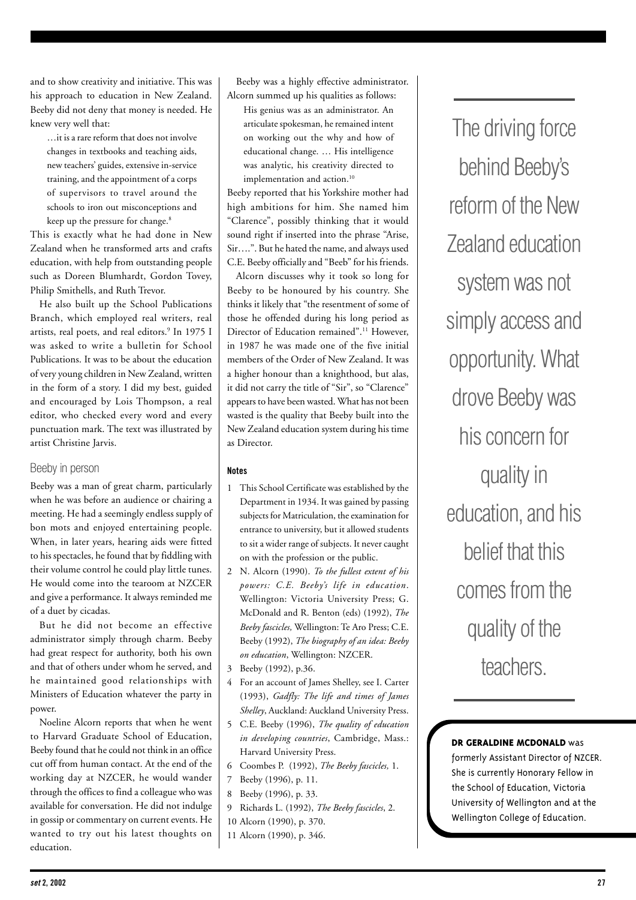and to show creativity and initiative. This was his approach to education in New Zealand. Beeby did not deny that money is needed. He knew very well that:

> …it is a rare reform that does not involve changes in textbooks and teaching aids, new teachers' guides, extensive in-service training, and the appointment of a corps of supervisors to travel around the schools to iron out misconceptions and keep up the pressure for change.[8]

This is exactly what he had done in New Zealand when he transformed arts and crafts education, with help from outstanding people such as Doreen Blumhardt, Gordon Tovey, Philip Smithells, and Ruth Trevor.

He also built up the School Publications Branch, which employed real writers, real artists, real poets, and real editors.[9] In 1975 I was asked to write a bulletin for School Publications. It was to be about the education of very young children in New Zealand, written in the form of a story. I did my best, guided and encouraged by Lois Thompson, a real editor, who checked every word and every punctuation mark. The text was illustrated by artist Christine Jarvis.

## Beeby in person

Beeby was a man of great charm, particularly when he was before an audience or chairing a meeting. He had a seemingly endless supply of bon mots and enjoyed entertaining people. When, in later years, hearing aids were fitted to his spectacles, he found that by fiddling with their volume control he could play little tunes. He would come into the tearoom at NZCER and give a performance. It always reminded me of a duet by cicadas.

But he did not become an effective administrator simply through charm. Beeby had great respect for authority, both his own and that of others under whom he served, and he maintained good relationships with Ministers of Education whatever the party in power.

Noeline Alcorn reports that when he went to Harvard Graduate School of Education, Beeby found that he could not think in an office cut off from human contact. At the end of the working day at NZCER, he would wander through the offices to find a colleague who was available for conversation. He did not indulge in gossip or commentary on current events. He wanted to try out his latest thoughts on education.

Beeby was a highly effective administrator. Alcorn summed up his qualities as follows:

> His genius was as an administrator. An articulate spokesman, he remained intent on working out the why and how of educational change. … His intelligence was analytic, his creativity directed to implementation and action.[10]

Beeby reported that his Yorkshire mother had high ambitions for him. She named him "Clarence", possibly thinking that it would sound right if inserted into the phrase "Arise, Sir….". But he hated the name, and always used C.E. Beeby officially and "Beeb" for his friends.

Alcorn discusses why it took so long for Beeby to be honoured by his country. She thinks it likely that "the resentment of some of those he offended during his long period as Director of Education remained".[11] However, in 1987 he was made one of the five initial members of the Order of New Zealand. It was a higher honour than a knighthood, but alas, it did not carry the title of "Sir", so "Clarence" appears to have been wasted. What has not been wasted is the quality that Beeby built into the New Zealand education system during his time as Director.

> The driving force behind Beeby's reform of the New Zealand education system was not simply access and opportunity. What drove Beeby was his concern for quality in education, and his belief that this comes from the quality of the teachers.

### Notes

1. This School Certificate was established by the Department in 1934. It was gained by passing subjects for Matriculation, the examination for entrance to university, but it allowed students to sit a wider range of subjects. It never caught on with the profession or the public.
2. N. Alcorn (1990). *To the fullest extent of his powers: C.E. Beeby's life in education*. Wellington: Victoria University Press; G. McDonald and R. Benton (eds) (1992), *The Beeby fascicles,* Wellington: Te Aro Press; C.E. Beeby (1992), *The biography of an idea: Beeby on education*, Wellington: NZCER.
3. Beeby (1992), p.36.
4. For an account of James Shelley, see I. Carter (1993), *Gadfly: The life and times of James Shelley*, Auckland: Auckland University Press.
5. C.E. Beeby (1996), *The quality of education in developing countries*, Cambridge, Mass.: Harvard University Press.
6. Coombes P. (1992), *The Beeby fascicles,* 1.
7. Beeby (1996), p. 11.
8. Beeby (1996), p. 33.
9. Richards L. (1992), *The Beeby fascicles*, 2.
10. Alcorn (1990), p. 370.
11. Alcorn (1990), p. 346.

**DR GERALDINE MCDONALD** was formerly Assistant Director of NZCER. She is currently Honorary Fellow in the School of Education, Victoria University of Wellington and at the Wellington College of Education.